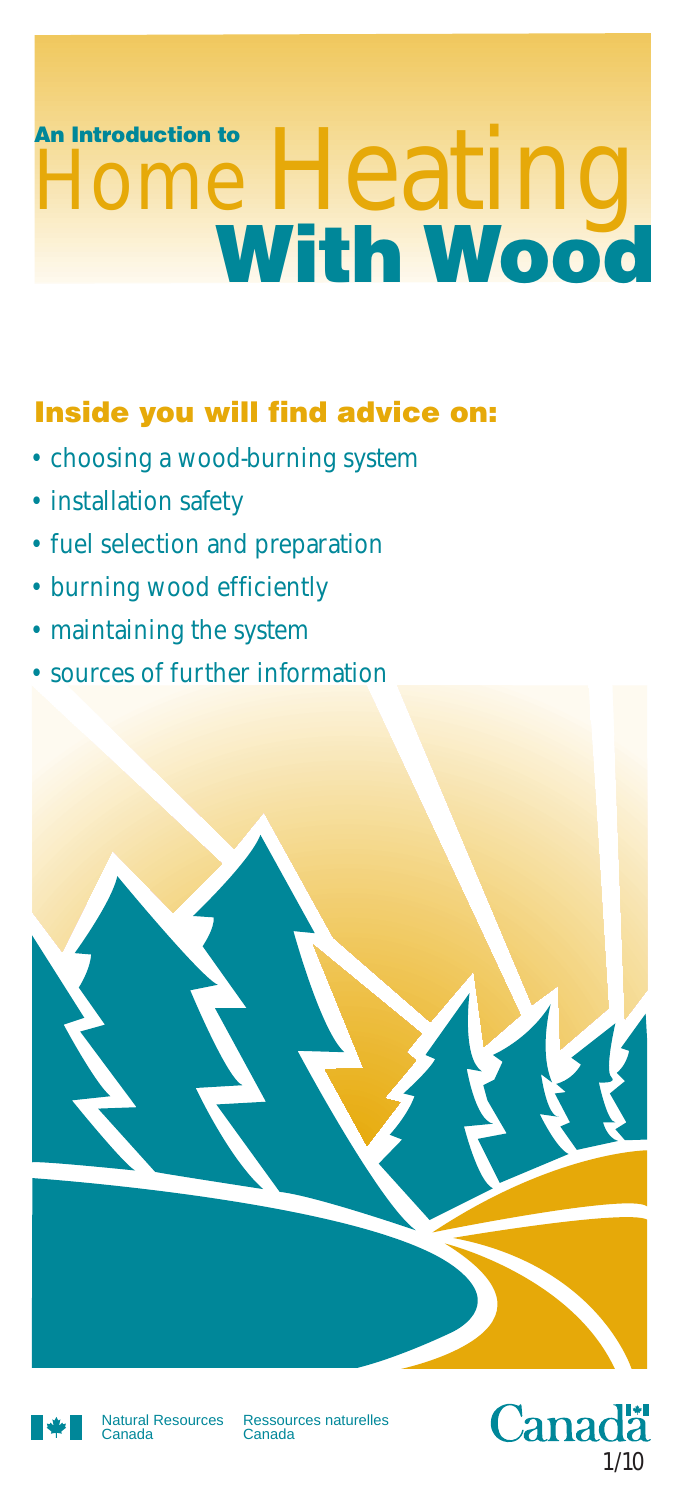# An Introduction to Home Heating With Wood

## Inside you will find advice on:

- choosing a wood-burning system
- installation safety
- fuel selection and preparation
- burning wood efficiently
- maintaining the system
- sources of further information

Natural Resources Canada Ressources naturelles Canada

Canada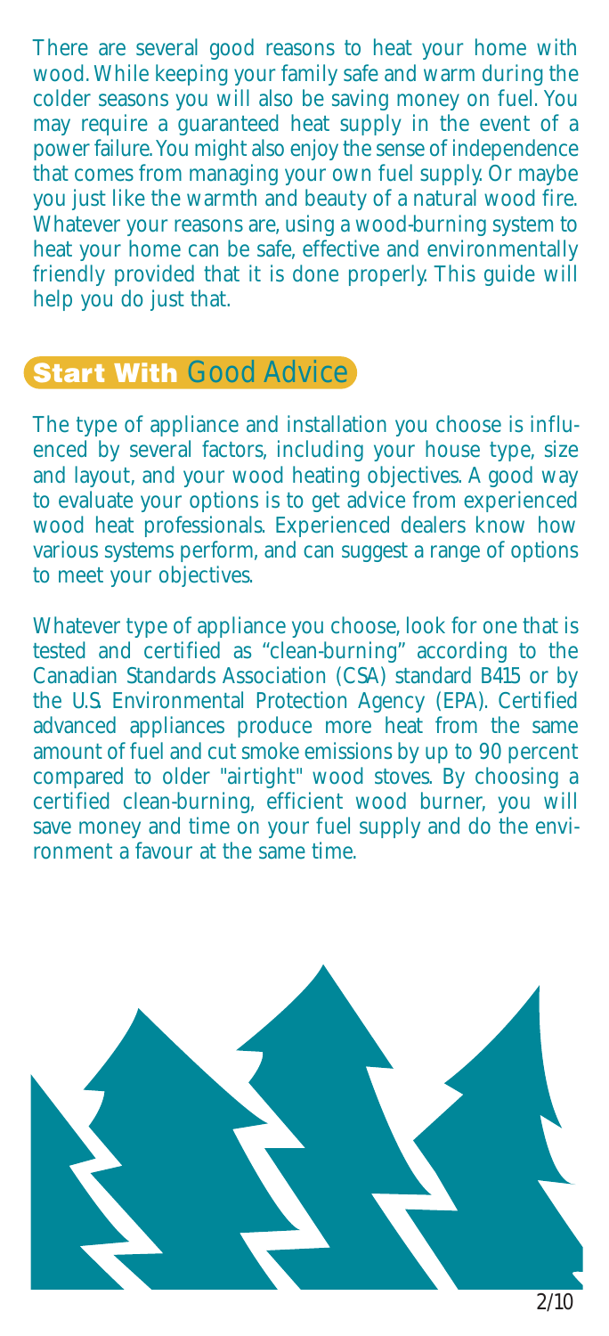There are several good reasons to heat your home with wood. While keeping your family safe and warm during the colder seasons you will also be saving money on fuel. You may require a guaranteed heat supply in the event of a power failure. You might also enjoy the sense of independence that comes from managing your own fuel supply. Or maybe you just like the warmth and beauty of a natural wood fire. Whatever your reasons are, using a wood-burning system to heat your home can be safe, effective and environmentally friendly provided that it is done properly. This guide will help you do just that.

## Start With Good Advice

The type of appliance and installation you choose is influenced by several factors, including your house type, size and layout, and your wood heating objectives. A good way to evaluate your options is to get advice from experienced wood heat professionals. Experienced dealers know how various systems perform, and can suggest a range of options to meet your objectives.

Whatever type of appliance you choose, look for one that is tested and certified as "clean-burning" according to the Canadian Standards Association (CSA) standard B415 or by the U.S. Environmental Protection Agency (EPA). Certified advanced appliances produce more heat from the same amount of fuel and cut smoke emissions by up to 90 percent compared to older "airtight" wood stoves. By choosing a certified clean-burning, efficient wood burner, you will save money and time on your fuel supply and do the environment a favour at the same time.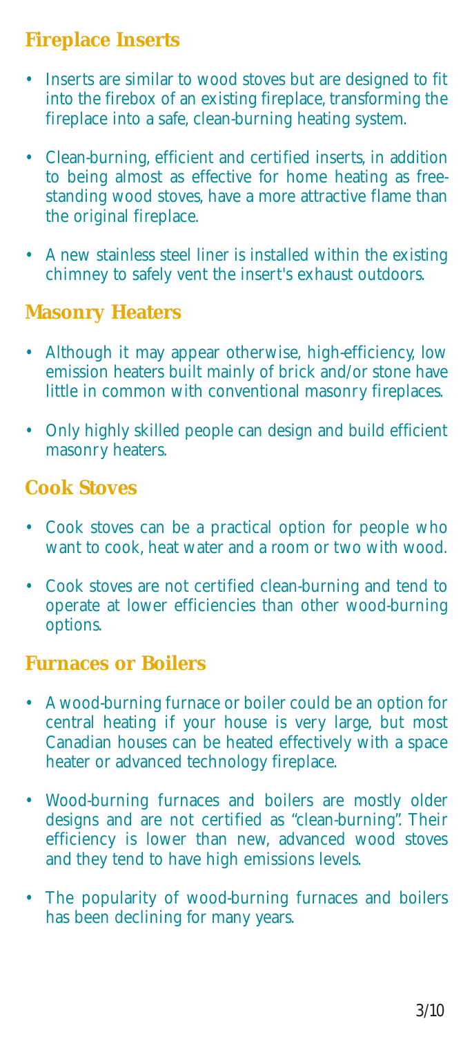## Fireplace Inserts

- Inserts are similar to wood stoves but are designed to fit into the firebox of an existing fireplace, transforming the fireplace into a safe, clean-burning heating system.
- Clean-burning, efficient and certified inserts, in addition to being almost as effective for home heating as free-standing wood stoves, have a more attractive flame than the original fireplace.
- A new stainless steel liner is installed within the existing chimney to safely vent the insert's exhaust outdoors.

## Masonry Heaters

- Although it may appear otherwise, high-efficiency, low emission heaters built mainly of brick and/or stone have little in common with conventional masonry fireplaces.
- Only highly skilled people can design and build efficient masonry heaters.

## Cook Stoves

- Cook stoves can be a practical option for people who want to cook, heat water and a room or two with wood.
- Cook stoves are not certified clean-burning and tend to operate at lower efficiencies than other wood-burning options.

## Furnaces or Boilers

- A wood-burning furnace or boiler could be an option for central heating if your house is very large, but most Canadian houses can be heated effectively with a space heater or advanced technology fireplace.
- Wood-burning furnaces and boilers are mostly older designs and are not certified as "clean-burning". Their efficiency is lower than new, advanced wood stoves and they tend to have high emissions levels.
- The popularity of wood-burning furnaces and boilers has been declining for many years.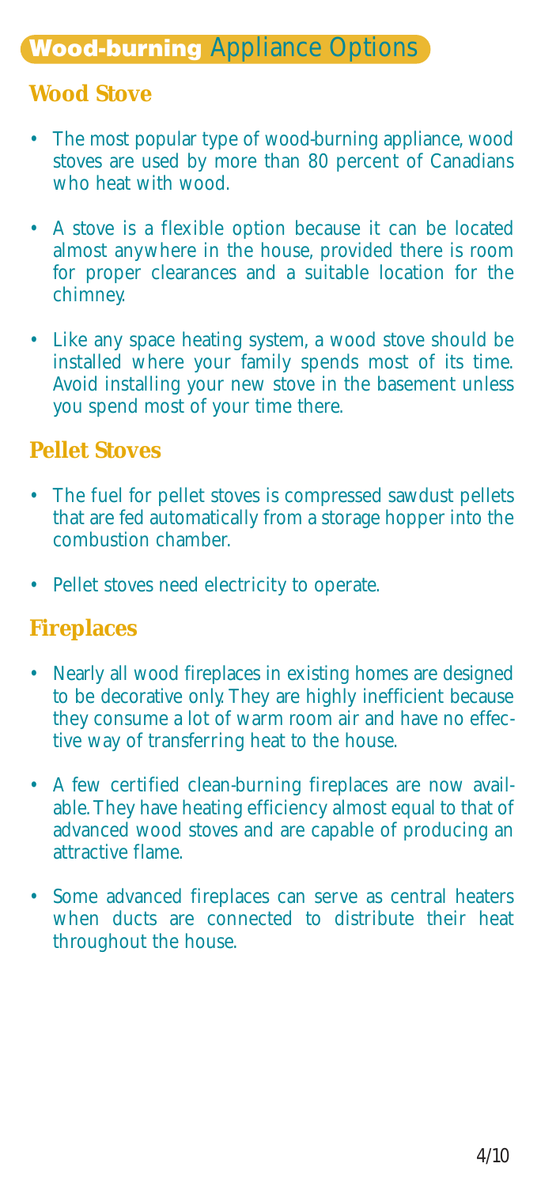# **Wood-burning** Appliance Options

## Wood Stove

- The most popular type of wood-burning appliance, wood stoves are used by more than 80 percent of Canadians who heat with wood.
- A stove is a flexible option because it can be located almost anywhere in the house, provided there is room for proper clearances and a suitable location for the chimney.
- Like any space heating system, a wood stove should be installed where your family spends most of its time. Avoid installing your new stove in the basement unless you spend most of your time there.

## Pellet Stoves

- The fuel for pellet stoves is compressed sawdust pellets that are fed automatically from a storage hopper into the combustion chamber.
- Pellet stoves need electricity to operate.

## Fireplaces

- Nearly all wood fireplaces in existing homes are designed to be decorative only. They are highly inefficient because they consume a lot of warm room air and have no effective way of transferring heat to the house.
- A few certified clean-burning fireplaces are now available. They have heating efficiency almost equal to that of advanced wood stoves and are capable of producing an attractive flame.
- Some advanced fireplaces can serve as central heaters when ducts are connected to distribute their heat throughout the house.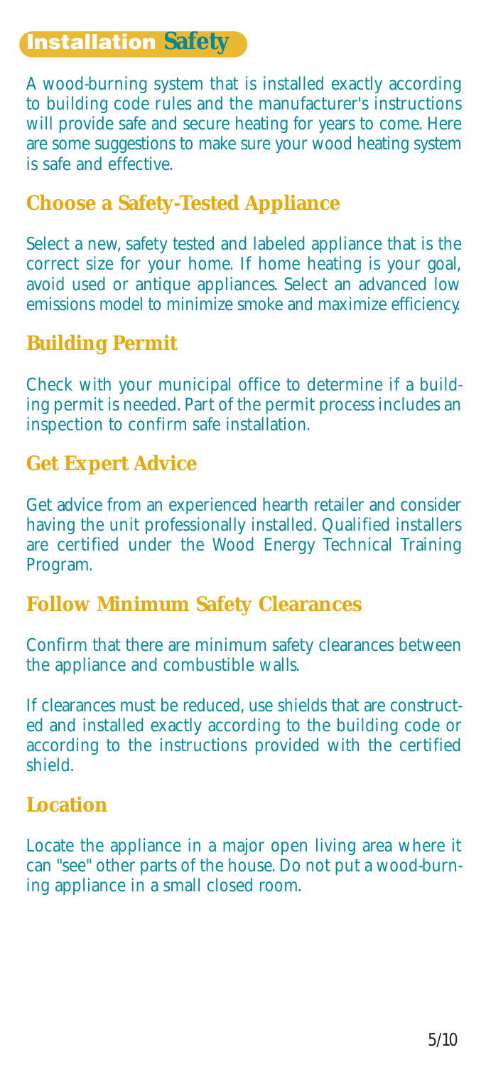## Installation Safety

A wood-burning system that is installed exactly according to building code rules and the manufacturer's instructions will provide safe and secure heating for years to come. Here are some suggestions to make sure your wood heating system is safe and effective.

### Choose a Safety-Tested Appliance

Select a new, safety tested and labeled appliance that is the correct size for your home. If home heating is your goal, avoid used or antique appliances. Select an advanced low emissions model to minimize smoke and maximize efficiency.

### Building Permit

Check with your municipal office to determine if a building permit is needed. Part of the permit process includes an inspection to confirm safe installation.

### Get Expert Advice

Get advice from an experienced hearth retailer and consider having the unit professionally installed. Qualified installers are certified under the Wood Energy Technical Training Program.

### Follow Minimum Safety Clearances

Confirm that there are minimum safety clearances between the appliance and combustible walls.

If clearances must be reduced, use shields that are constructed and installed exactly according to the building code or according to the instructions provided with the certified shield.

### Location

Locate the appliance in a major open living area where it can "see" other parts of the house. Do not put a wood-burning appliance in a small closed room.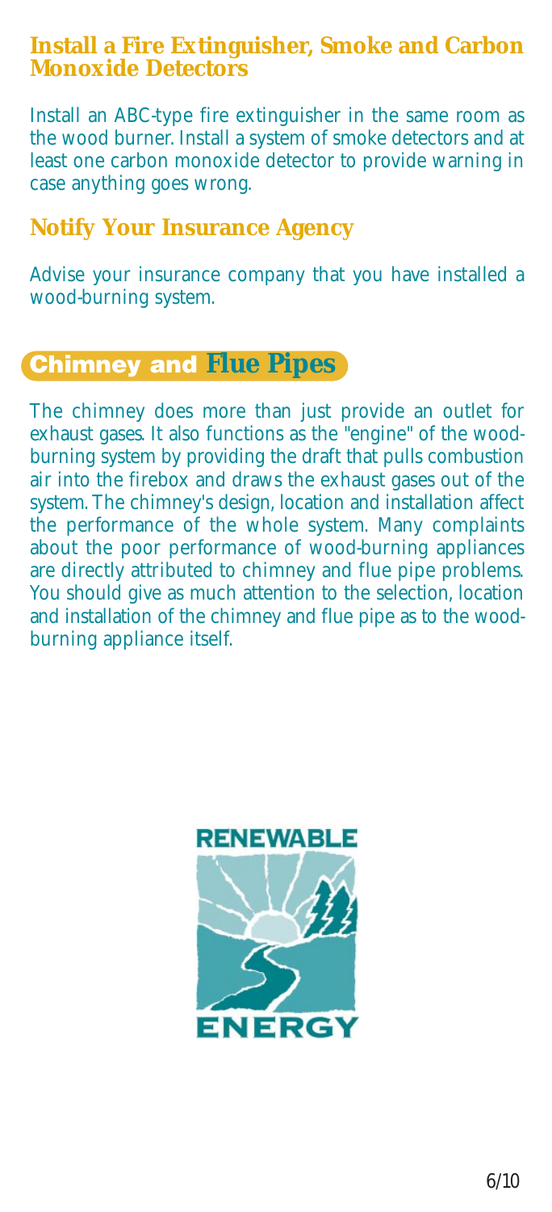## Install a Fire Extinguisher, Smoke and Carbon Monoxide Detectors

Install an ABC-type fire extinguisher in the same room as the wood burner. Install a system of smoke detectors and at least one carbon monoxide detector to provide warning in case anything goes wrong.

## Notify Your Insurance Agency

Advise your insurance company that you have installed a wood-burning system.

# Chimney and Flue Pipes

The chimney does more than just provide an outlet for exhaust gases. It also functions as the "engine" of the wood-burning system by providing the draft that pulls combustion air into the firebox and draws the exhaust gases out of the system. The chimney's design, location and installation affect the performance of the whole system. Many complaints about the poor performance of wood-burning appliances are directly attributed to chimney and flue pipe problems. You should give as much attention to the selection, location and installation of the chimney and flue pipe as to the wood-burning appliance itself.

RENEWABLE ENERGY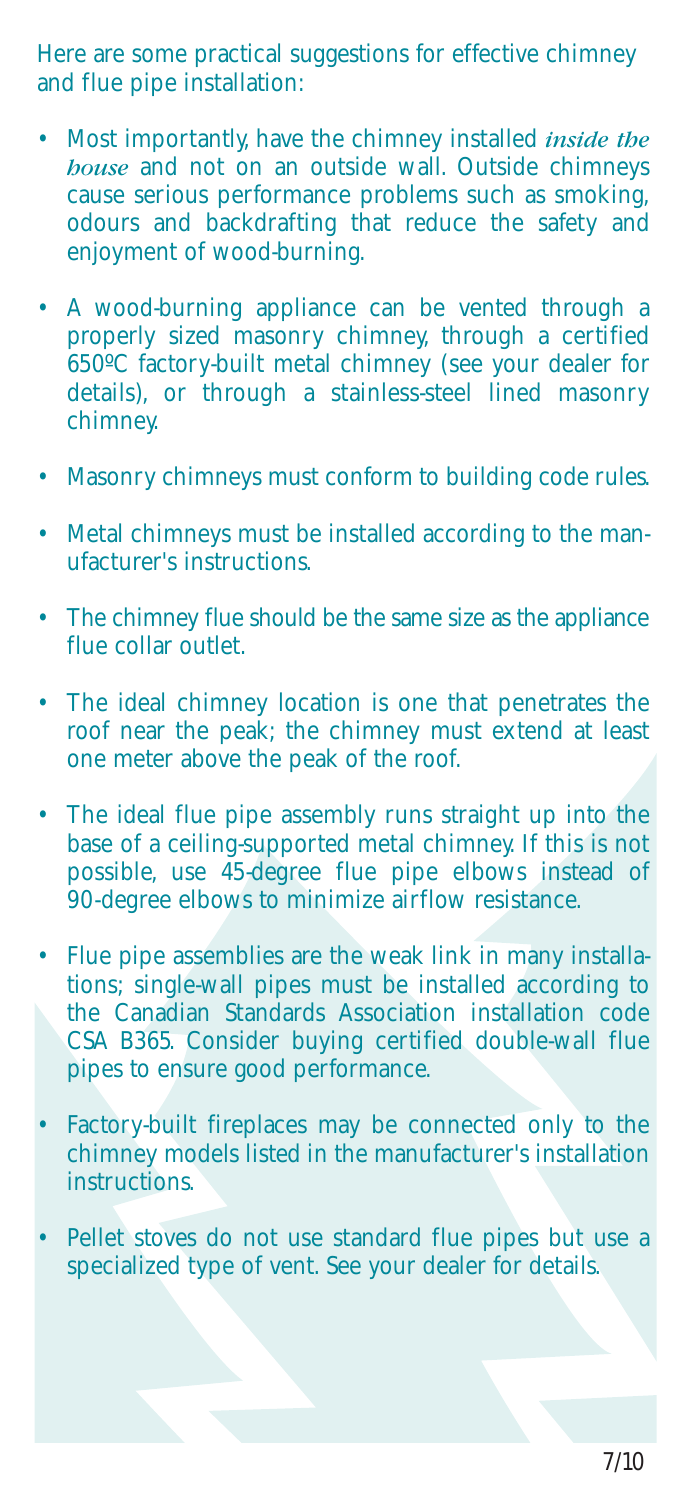Here are some practical suggestions for effective chimney and flue pipe installation:

- Most importantly, have the chimney installed *inside the house* and not on an outside wall. Outside chimneys cause serious performance problems such as smoking, odours and backdrafting that reduce the safety and enjoyment of wood-burning.
- A wood-burning appliance can be vented through a properly sized masonry chimney, through a certified 650ºC factory-built metal chimney (see your dealer for details), or through a stainless-steel lined masonry chimney.
- Masonry chimneys must conform to building code rules.
- Metal chimneys must be installed according to the manufacturer's instructions.
- The chimney flue should be the same size as the appliance flue collar outlet.
- The ideal chimney location is one that penetrates the roof near the peak; the chimney must extend at least one meter above the peak of the roof.
- The ideal flue pipe assembly runs straight up into the base of a ceiling-supported metal chimney. If this is not possible, use 45-degree flue pipe elbows instead of 90-degree elbows to minimize airflow resistance.
- Flue pipe assemblies are the weak link in many installations; single-wall pipes must be installed according to the Canadian Standards Association installation code CSA B365. Consider buying certified double-wall flue pipes to ensure good performance.
- Factory-built fireplaces may be connected only to the chimney models listed in the manufacturer's installation instructions.
- Pellet stoves do not use standard flue pipes but use a specialized type of vent. See your dealer for details.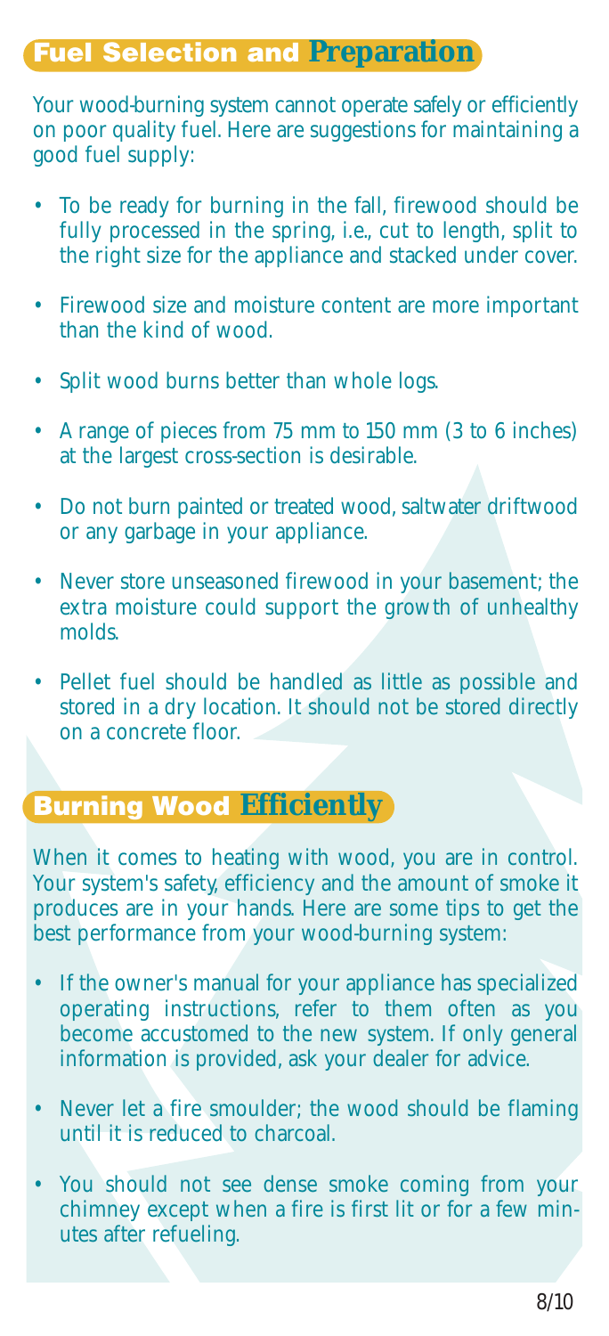## Fuel Selection and Preparation

Your wood-burning system cannot operate safely or efficiently on poor quality fuel. Here are suggestions for maintaining a good fuel supply:

- To be ready for burning in the fall, firewood should be fully processed in the spring, i.e., cut to length, split to the right size for the appliance and stacked under cover.
- Firewood size and moisture content are more important than the kind of wood.
- Split wood burns better than whole logs.
- A range of pieces from 75 mm to 150 mm (3 to 6 inches) at the largest cross-section is desirable.
- Do not burn painted or treated wood, saltwater driftwood or any garbage in your appliance.
- Never store unseasoned firewood in your basement; the extra moisture could support the growth of unhealthy molds.
- Pellet fuel should be handled as little as possible and stored in a dry location. It should not be stored directly on a concrete floor.

## Burning Wood Efficiently

When it comes to heating with wood, you are in control. Your system's safety, efficiency and the amount of smoke it produces are in your hands. Here are some tips to get the best performance from your wood-burning system:

- If the owner's manual for your appliance has specialized operating instructions, refer to them often as you become accustomed to the new system. If only general information is provided, ask your dealer for advice.
- Never let a fire smoulder; the wood should be flaming until it is reduced to charcoal.
- You should not see dense smoke coming from your chimney except when a fire is first lit or for a few minutes after refueling.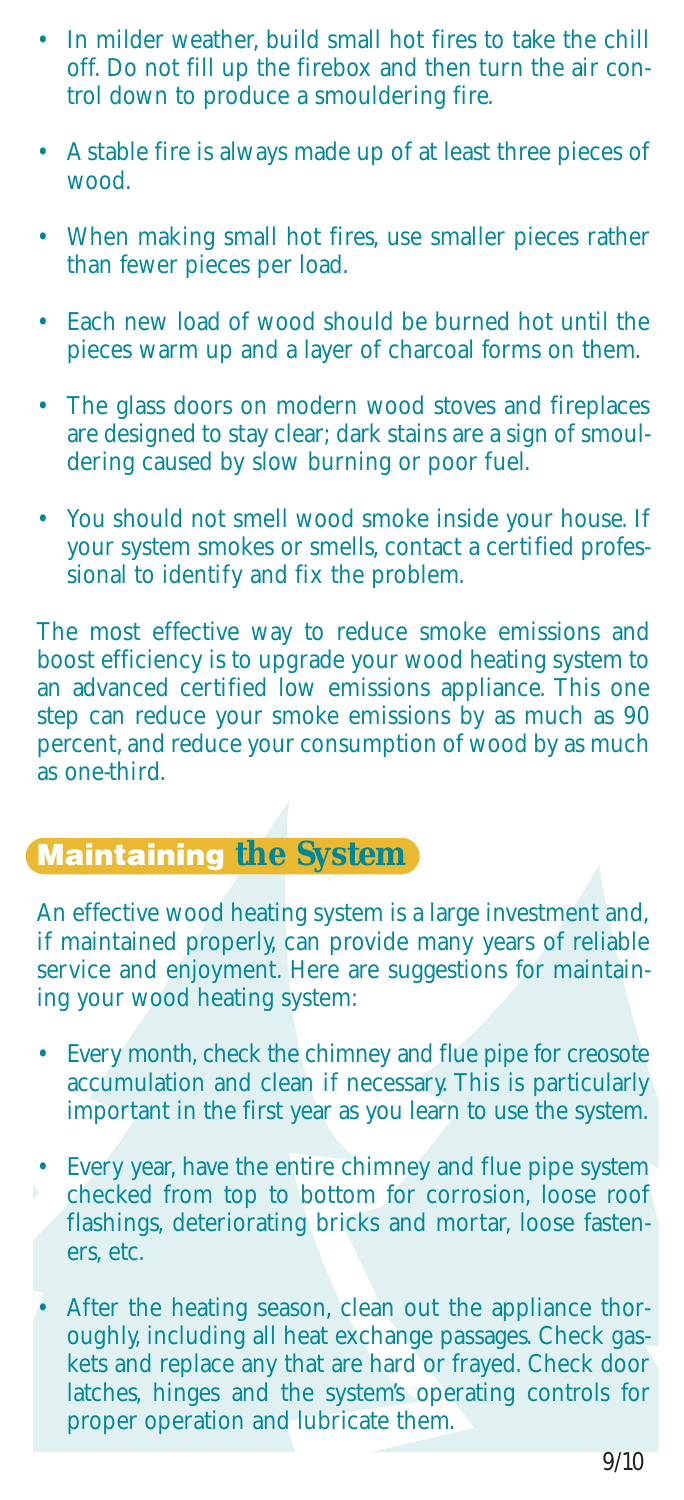- In milder weather, build small hot fires to take the chill off. Do not fill up the firebox and then turn the air control down to produce a smouldering fire.
- A stable fire is always made up of at least three pieces of wood.
- When making small hot fires, use smaller pieces rather than fewer pieces per load.
- Each new load of wood should be burned hot until the pieces warm up and a layer of charcoal forms on them.
- The glass doors on modern wood stoves and fireplaces are designed to stay clear; dark stains are a sign of smouldering caused by slow burning or poor fuel.
- You should not smell wood smoke inside your house. If your system smokes or smells, contact a certified professional to identify and fix the problem.

The most effective way to reduce smoke emissions and boost efficiency is to upgrade your wood heating system to an advanced certified low emissions appliance. This one step can reduce your smoke emissions by as much as 90 percent, and reduce your consumption of wood by as much as one-third.

## Maintaining the System

An effective wood heating system is a large investment and, if maintained properly, can provide many years of reliable service and enjoyment. Here are suggestions for maintaining your wood heating system:

- Every month, check the chimney and flue pipe for creosote accumulation and clean if necessary. This is particularly important in the first year as you learn to use the system.
- Every year, have the entire chimney and flue pipe system checked from top to bottom for corrosion, loose roof flashings, deteriorating bricks and mortar, loose fasteners, etc.
- After the heating season, clean out the appliance thoroughly, including all heat exchange passages. Check gaskets and replace any that are hard or frayed. Check door latches, hinges and the system's operating controls for proper operation and lubricate them.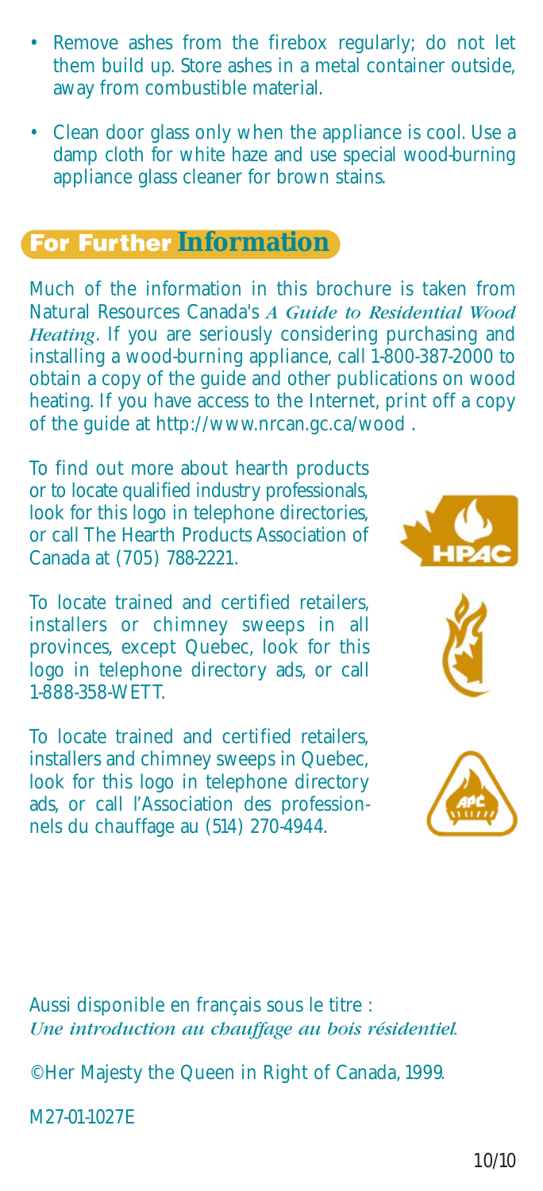- Remove ashes from the firebox regularly; do not let them build up. Store ashes in a metal container outside, away from combustible material.
- Clean door glass only when the appliance is cool. Use a damp cloth for white haze and use special wood-burning appliance glass cleaner for brown stains.

## For Further Information

Much of the information in this brochure is taken from Natural Resources Canada's *A Guide to Residential Wood Heating*. If you are seriously considering purchasing and installing a wood-burning appliance, call 1-800-387-2000 to obtain a copy of the guide and other publications on wood heating. If you have access to the Internet, print off a copy of the guide at http://www.nrcan.gc.ca/wood .

To find out more about hearth products or to locate qualified industry professionals, look for this logo in telephone directories, or call The Hearth Products Association of Canada at (705) 788-2221.

To locate trained and certified retailers, installers or chimney sweeps in all provinces, except Quebec, look for this logo in telephone directory ads, or call 1-888-358-WETT.

To locate trained and certified retailers, installers and chimney sweeps in Quebec, look for this logo in telephone directory ads, or call l'Association des professionnels du chauffage au (514) 270-4944.

Aussi disponible en français sous le titre : *Une introduction au chauffage au bois résidentiel.*

©Her Majesty the Queen in Right of Canada, 1999.

M27-01-1027E